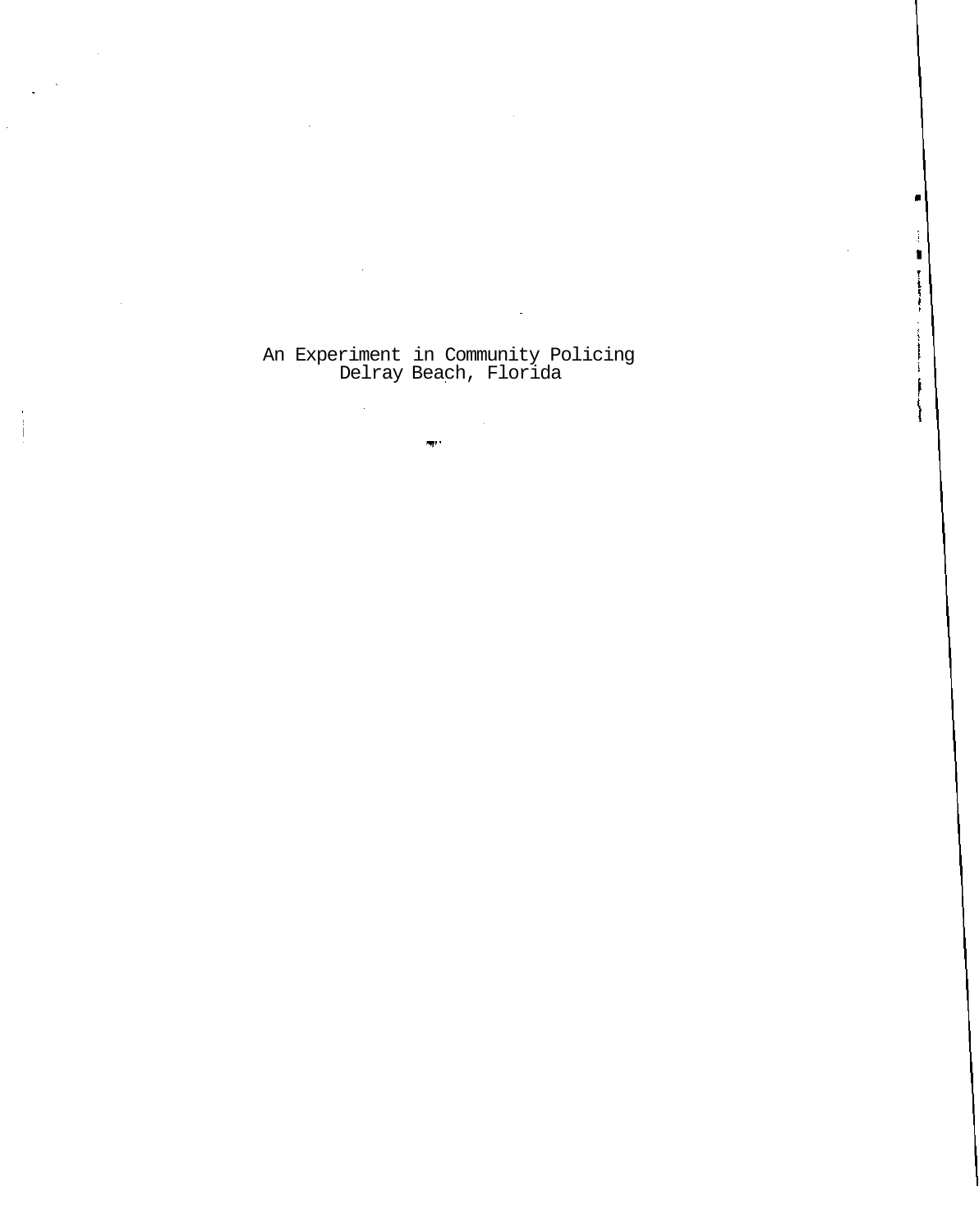# An Experiment in Community Policing
## Delray Beach, Florida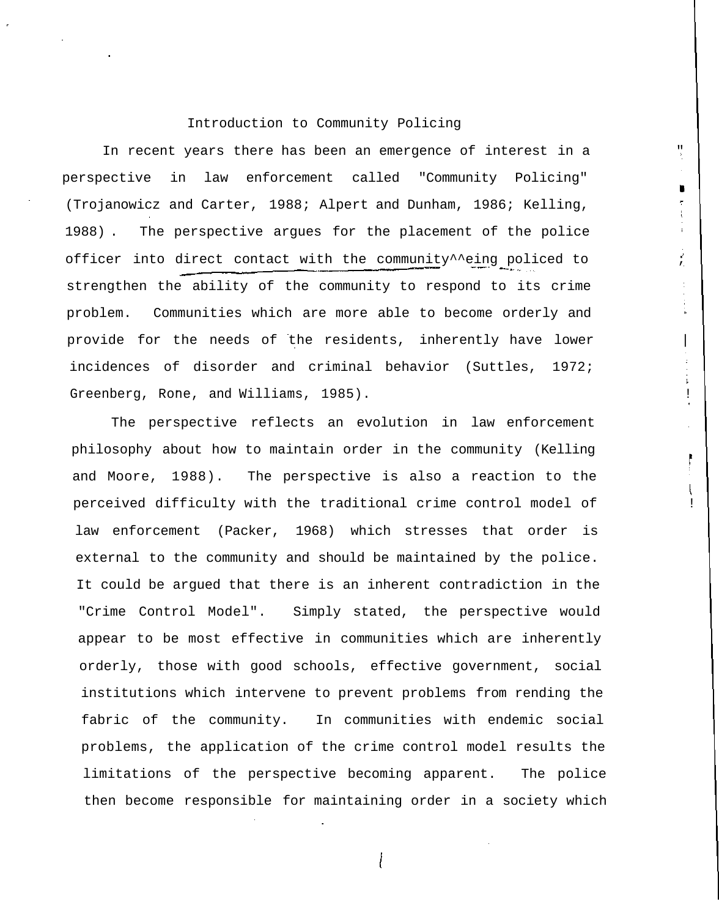# Introduction to Community Policing

In recent years there has been an emergence of interest in a perspective in law enforcement called "Community Policing" (Trojanowicz and Carter, 1988; Alpert and Dunham, 1986; Kelling, 1988). The perspective argues for the placement of the police officer into direct contact with the community^^eing policed to strengthen the ability of the community to respond to its crime problem. Communities which are more able to become orderly and provide for the needs of the residents, inherently have lower incidences of disorder and criminal behavior (Suttles, 1972; Greenberg, Rone, and Williams, 1985).

The perspective reflects an evolution in law enforcement philosophy about how to maintain order in the community (Kelling and Moore, 1988). The perspective is also a reaction to the perceived difficulty with the traditional crime control model of law enforcement (Packer, 1968) which stresses that order is external to the community and should be maintained by the police. It could be argued that there is an inherent contradiction in the "Crime Control Model". Simply stated, the perspective would appear to be most effective in communities which are inherently orderly, those with good schools, effective government, social institutions which intervene to prevent problems from rending the fabric of the community. In communities with endemic social problems, the application of the crime control model results the limitations of the perspective becoming apparent. The police then become responsible for maintaining order in a society which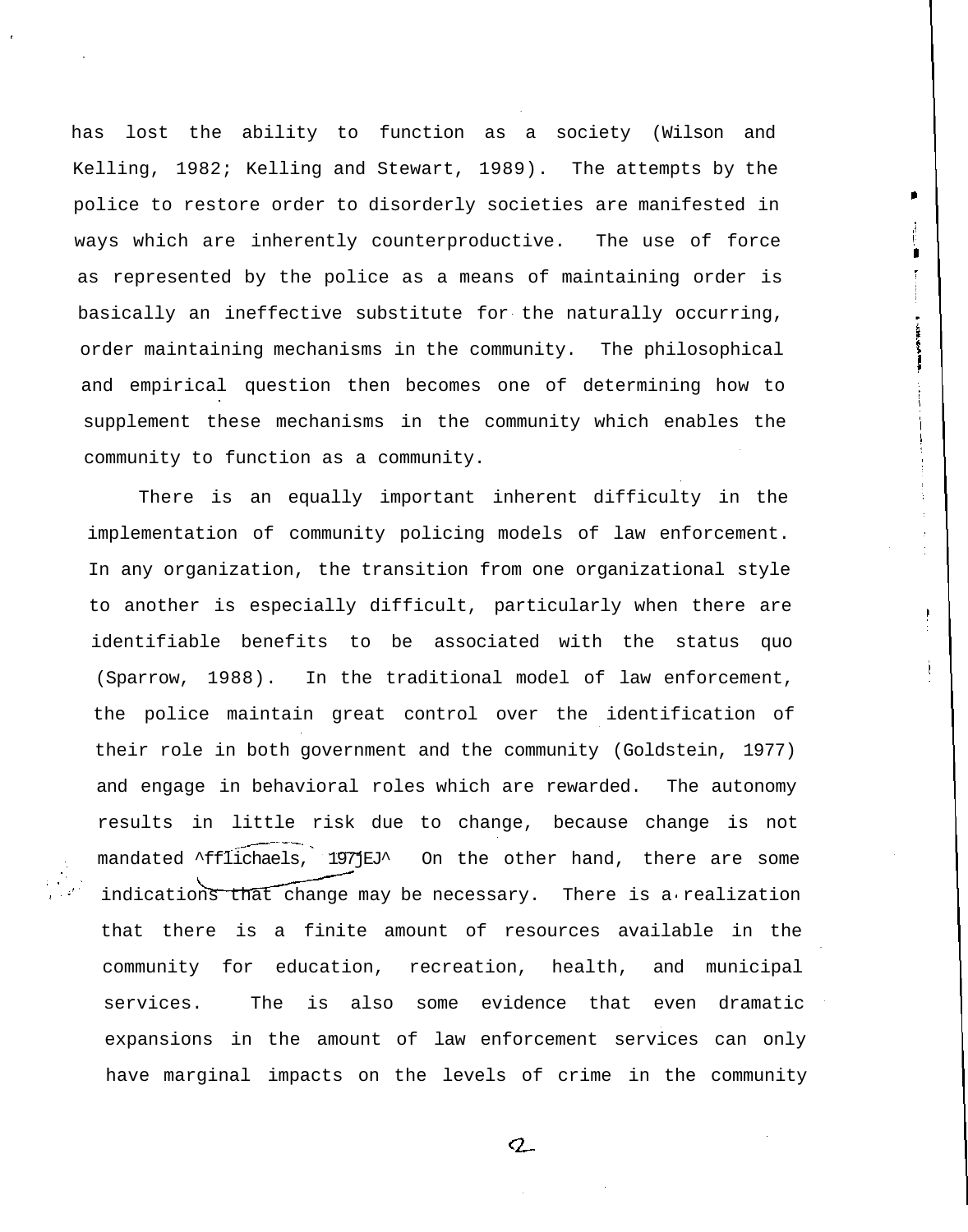has lost the ability to function as a society (Wilson and Kelling, 1982; Kelling and Stewart, 1989). The attempts by the police to restore order to disorderly societies are manifested in ways which are inherently counterproductive. The use of force as represented by the police as a means of maintaining order is basically an ineffective substitute for the naturally occurring, order maintaining mechanisms in the community. The philosophical and empirical question then becomes one of determining how to supplement these mechanisms in the community which enables the community to function as a community.

There is an equally important inherent difficulty in the implementation of community policing models of law enforcement. In any organization, the transition from one organizational style to another is especially difficult, particularly when there are identifiable benefits to be associated with the status quo (Sparrow, 1988). In the traditional model of law enforcement, the police maintain great control over the identification of their role in both government and the community (Goldstein, 1977) and engage in behavioral roles which are rewarded. The autonomy results in little risk due to change, because change is not mandated ^ffIichaels, 197]EJ^ On the other hand, there are some indications that change may be necessary. There is a realization that there is a finite amount of resources available in the community for education, recreation, health, and municipal services. The is also some evidence that even dramatic expansions in the amount of law enforcement services can only have marginal impacts on the levels of crime in the community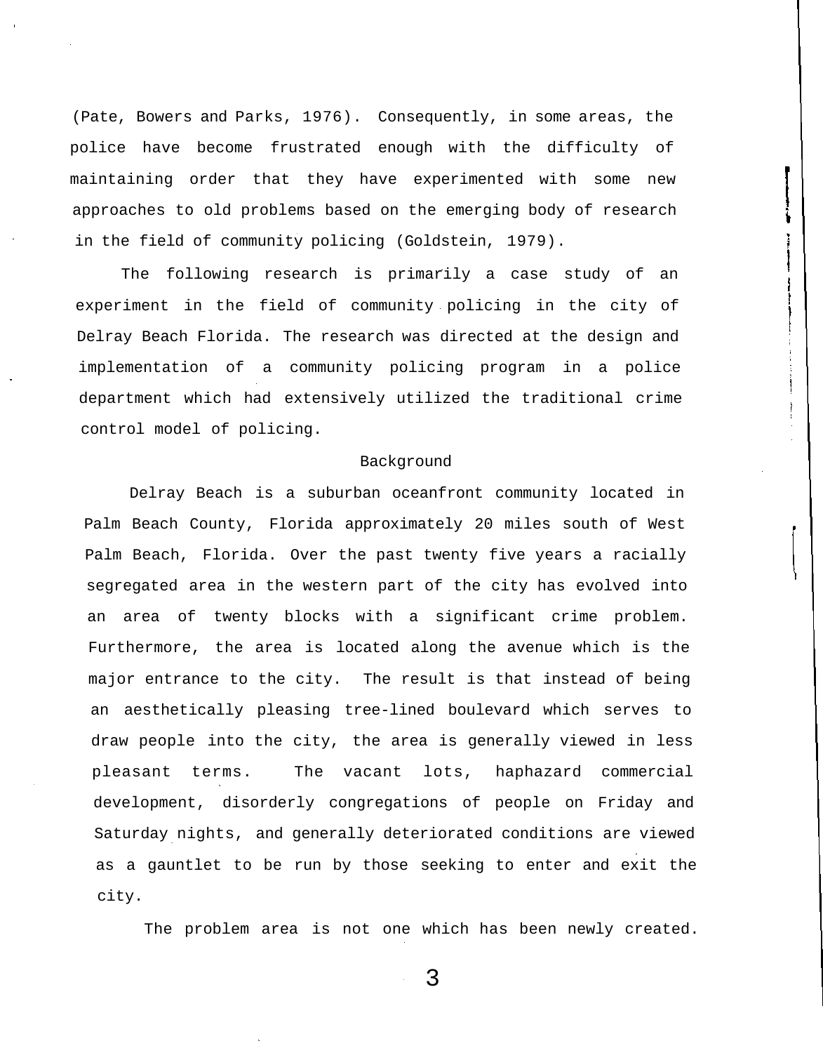(Pate, Bowers and Parks, 1976). Consequently, in some areas, the police have become frustrated enough with the difficulty of maintaining order that they have experimented with some new approaches to old problems based on the emerging body of research in the field of community policing (Goldstein, 1979).

The following research is primarily a case study of an experiment in the field of community policing in the city of Delray Beach Florida. The research was directed at the design and implementation of a community policing program in a police department which had extensively utilized the traditional crime control model of policing.

## Background

Delray Beach is a suburban oceanfront community located in Palm Beach County, Florida approximately 20 miles south of West Palm Beach, Florida. Over the past twenty five years a racially segregated area in the western part of the city has evolved into an area of twenty blocks with a significant crime problem. Furthermore, the area is located along the avenue which is the major entrance to the city. The result is that instead of being an aesthetically pleasing tree-lined boulevard which serves to draw people into the city, the area is generally viewed in less pleasant terms. The vacant lots, haphazard commercial development, disorderly congregations of people on Friday and Saturday nights, and generally deteriorated conditions are viewed as a gauntlet to be run by those seeking to enter and exit the city.

The problem area is not one which has been newly created.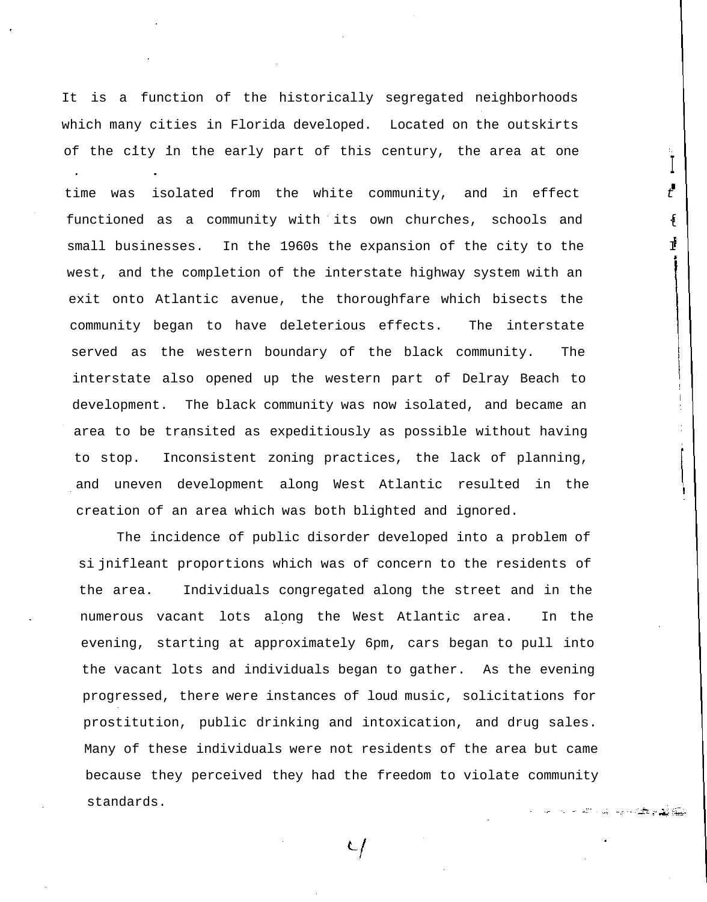It is a function of the historically segregated neighborhoods which many cities in Florida developed. Located on the outskirts of the city in the early part of this century, the area at one time was isolated from the white community, and in effect functioned as a community with its own churches, schools and small businesses. In the 1960s the expansion of the city to the west, and the completion of the interstate highway system with an exit onto Atlantic avenue, the thoroughfare which bisects the community began to have deleterious effects. The interstate served as the western boundary of the black community. The interstate also opened up the western part of Delray Beach to development. The black community was now isolated, and became an area to be transited as expeditiously as possible without having to stop. Inconsistent zoning practices, the lack of planning, and uneven development along West Atlantic resulted in the creation of an area which was both blighted and ignored.

The incidence of public disorder developed into a problem of sijnifleant proportions which was of concern to the residents of the area. Individuals congregated along the street and in the numerous vacant lots along the West Atlantic area. In the evening, starting at approximately 6pm, cars began to pull into the vacant lots and individuals began to gather. As the evening progressed, there were instances of loud music, solicitations for prostitution, public drinking and intoxication, and drug sales. Many of these individuals were not residents of the area but came because they perceived they had the freedom to violate community standards.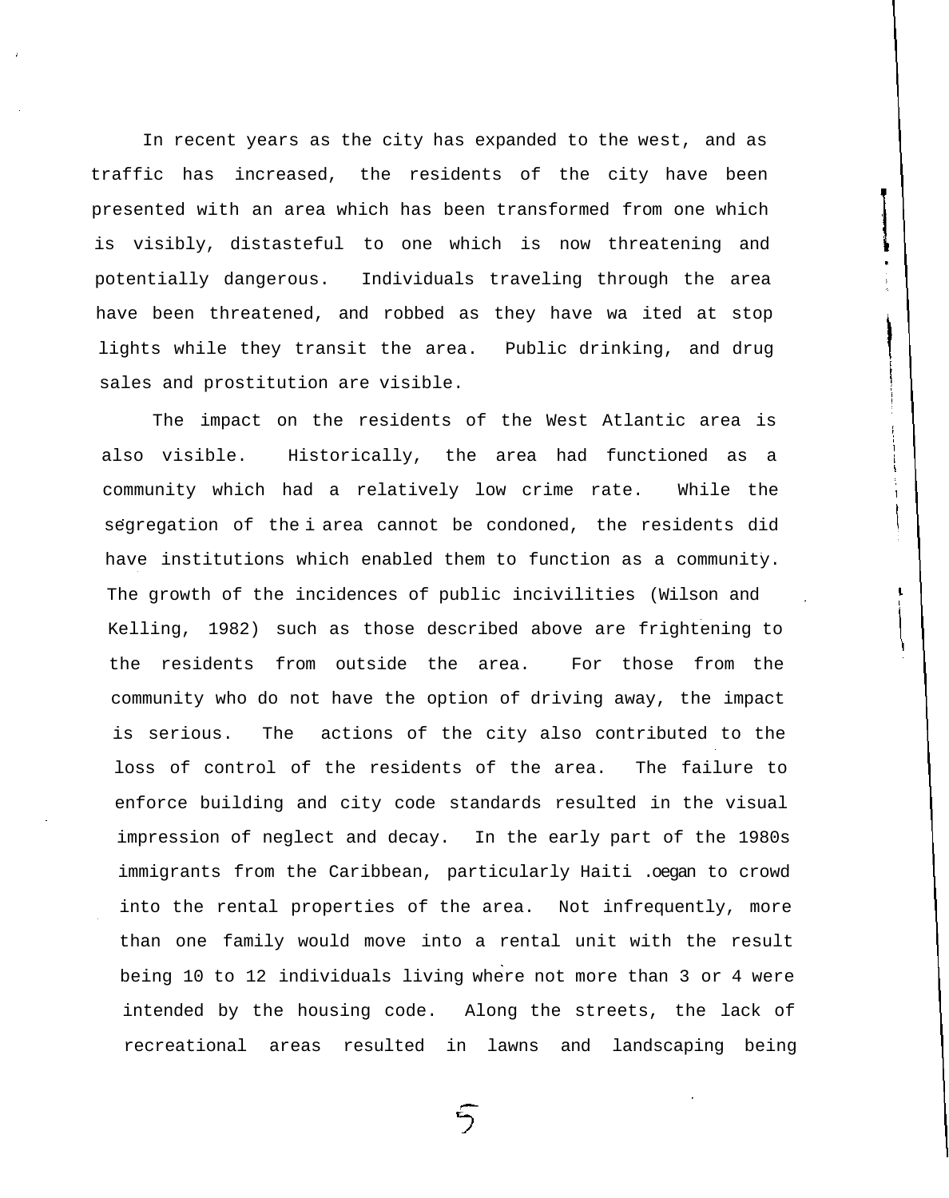In recent years as the city has expanded to the west, and as traffic has increased, the residents of the city have been presented with an area which has been transformed from one which is visibly, distasteful to one which is now threatening and potentially dangerous. Individuals traveling through the area have been threatened, and robbed as they have wa ited at stop lights while they transit the area. Public drinking, and drug sales and prostitution are visible.

The impact on the residents of the West Atlantic area is also visible. Historically, the area had functioned as a community which had a relatively low crime rate. While the segregation of the i area cannot be condoned, the residents did have institutions which enabled them to function as a community. The growth of the incidences of public incivilities (Wilson and Kelling, 1982) such as those described above are frightening to the residents from outside the area. For those from the community who do not have the option of driving away, the impact is serious. The actions of the city also contributed to the loss of control of the residents of the area. The failure to enforce building and city code standards resulted in the visual impression of neglect and decay. In the early part of the 1980s immigrants from the Caribbean, particularly Haiti .oegan to crowd into the rental properties of the area. Not infrequently, more than one family would move into a rental unit with the result being 10 to 12 individuals living where not more than 3 or 4 were intended by the housing code. Along the streets, the lack of recreational areas resulted in lawns and landscaping being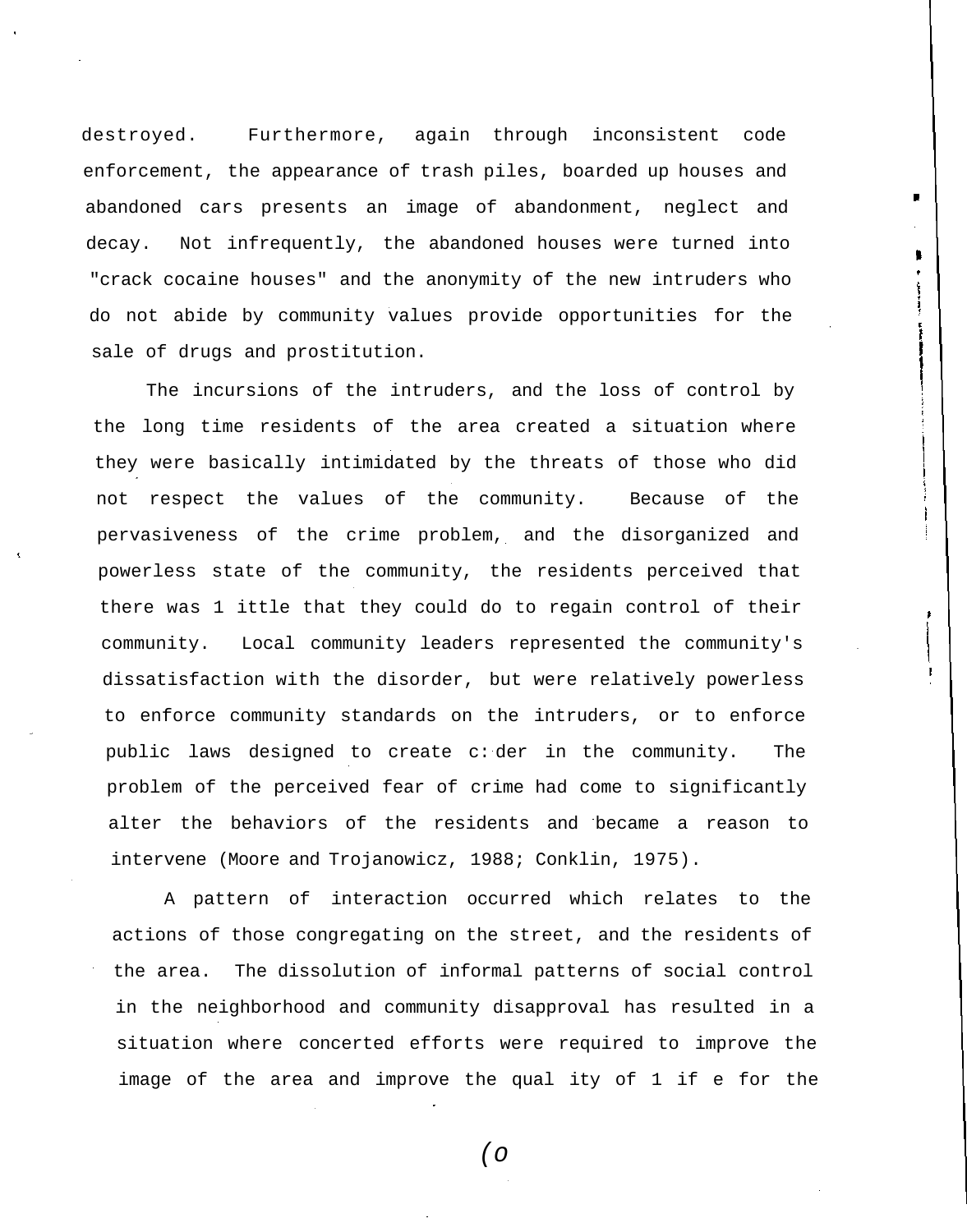destroyed. Furthermore, again through inconsistent code enforcement, the appearance of trash piles, boarded up houses and abandoned cars presents an image of abandonment, neglect and decay. Not infrequently, the abandoned houses were turned into "crack cocaine houses" and the anonymity of the new intruders who do not abide by community values provide opportunities for the sale of drugs and prostitution.

The incursions of the intruders, and the loss of control by the long time residents of the area created a situation where they were basically intimidated by the threats of those who did not respect the values of the community. Because of the pervasiveness of the crime problem, and the disorganized and powerless state of the community, the residents perceived that there was little that they could do to regain control of their community. Local community leaders represented the community's dissatisfaction with the disorder, but were relatively powerless to enforce community standards on the intruders, or to enforce public laws designed to create order in the community. The problem of the perceived fear of crime had come to significantly alter the behaviors of the residents and became a reason to intervene (Moore and Trojanowicz, 1988; Conklin, 1975).

A pattern of interaction occurred which relates to the actions of those congregating on the street, and the residents of the area. The dissolution of informal patterns of social control in the neighborhood and community disapproval has resulted in a situation where concerted efforts were required to improve the image of the area and improve the quality of life for the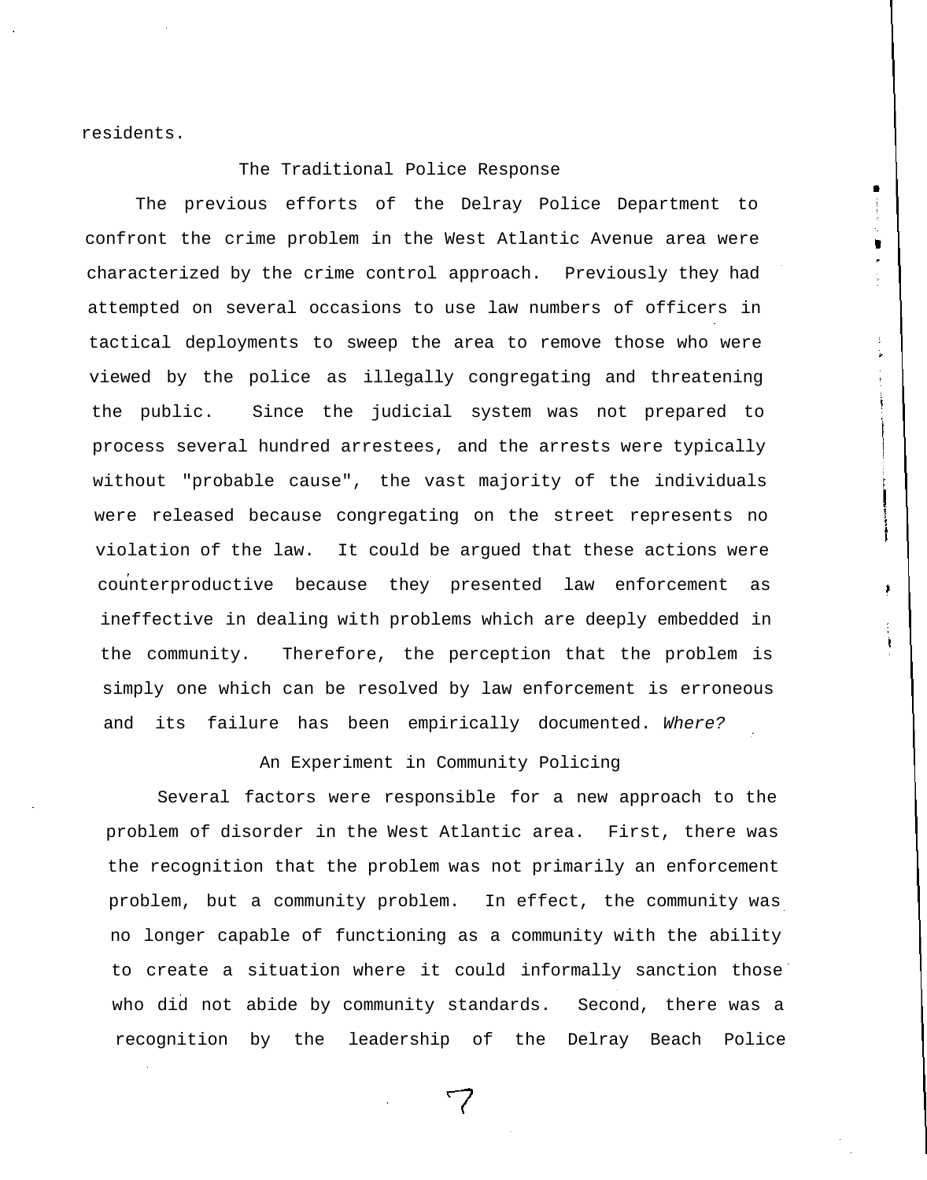residents.

## The Traditional Police Response

The previous efforts of the Delray Police Department to confront the crime problem in the West Atlantic Avenue area were characterized by the crime control approach. Previously they had attempted on several occasions to use law numbers of officers in tactical deployments to sweep the area to remove those who were viewed by the police as illegally congregating and threatening the public. Since the judicial system was not prepared to process several hundred arrestees, and the arrests were typically without "probable cause", the vast majority of the individuals were released because congregating on the street represents no violation of the law. It could be argued that these actions were counterproductive because they presented law enforcement as ineffective in dealing with problems which are deeply embedded in the community. Therefore, the perception that the problem is simply one which can be resolved by law enforcement is erroneous and its failure has been empirically documented. *Where?*

## An Experiment in Community Policing

Several factors were responsible for a new approach to the problem of disorder in the West Atlantic area. First, there was the recognition that the problem was not primarily an enforcement problem, but a community problem. In effect, the community was no longer capable of functioning as a community with the ability to create a situation where it could informally sanction those who did not abide by community standards. Second, there was a recognition by the leadership of the Delray Beach Police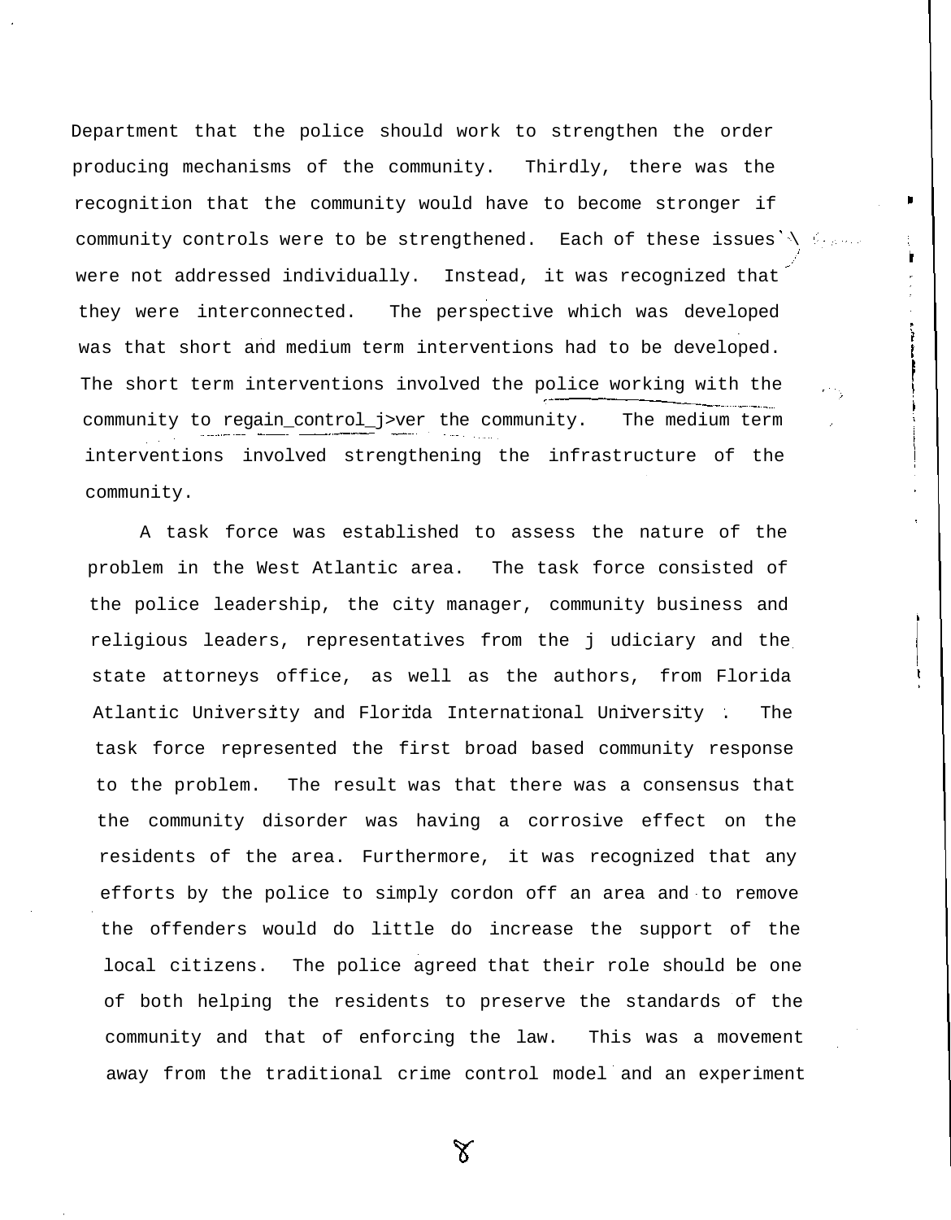Department that the police should work to strengthen the order producing mechanisms of the community. Thirdly, there was the recognition that the community would have to become stronger if community controls were to be strengthened. Each of these issues were not addressed individually. Instead, it was recognized that they were interconnected. The perspective which was developed was that short and medium term interventions had to be developed. The short term interventions involved the police working with the community to regain control over the community. The medium term interventions involved strengthening the infrastructure of the community.

A task force was established to assess the nature of the problem in the West Atlantic area. The task force consisted of the police leadership, the city manager, community business and religious leaders, representatives from the judiciary and the state attorneys office, as well as the authors, from Florida Atlantic University and Florida International University. The task force represented the first broad based community response to the problem. The result was that there was a consensus that the community disorder was having a corrosive effect on the residents of the area. Furthermore, it was recognized that any efforts by the police to simply cordon off an area and to remove the offenders would do little do increase the support of the local citizens. The police agreed that their role should be one of both helping the residents to preserve the standards of the community and that of enforcing the law. This was a movement away from the traditional crime control model and an experiment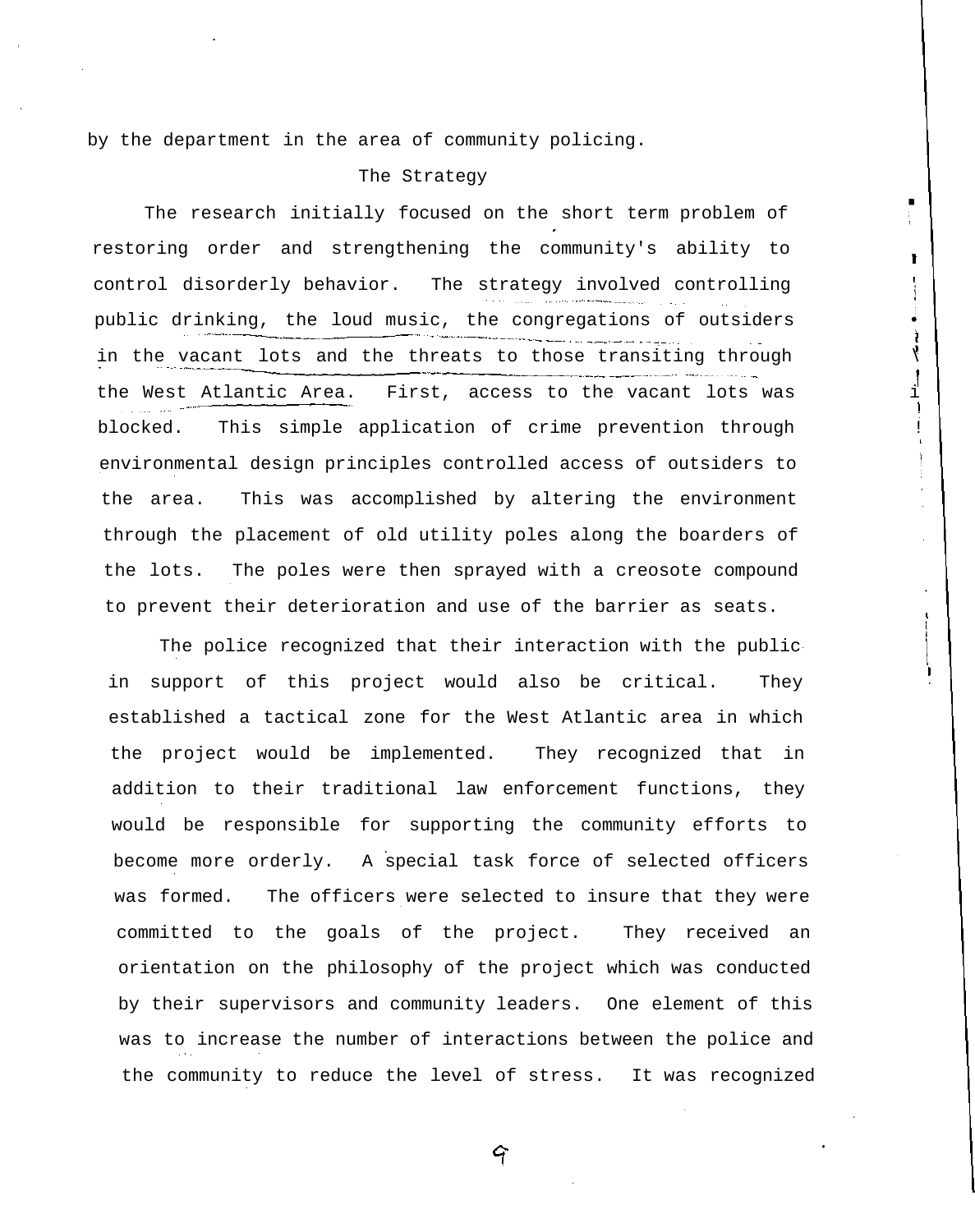by the department in the area of community policing.

## The Strategy

The research initially focused on the short term problem of restoring order and strengthening the community's ability to control disorderly behavior. The strategy involved controlling public drinking, the loud music, the congregations of outsiders in the vacant lots and the threats to those transiting through the West Atlantic Area. First, access to the vacant lots was blocked. This simple application of crime prevention through environmental design principles controlled access of outsiders to the area. This was accomplished by altering the environment through the placement of old utility poles along the boarders of the lots. The poles were then sprayed with a creosote compound to prevent their deterioration and use of the barrier as seats.

The police recognized that their interaction with the public in support of this project would also be critical. They established a tactical zone for the West Atlantic area in which the project would be implemented. They recognized that in addition to their traditional law enforcement functions, they would be responsible for supporting the community efforts to become more orderly. A special task force of selected officers was formed. The officers were selected to insure that they were committed to the goals of the project. They received an orientation on the philosophy of the project which was conducted by their supervisors and community leaders. One element of this was to increase the number of interactions between the police and the community to reduce the level of stress. It was recognized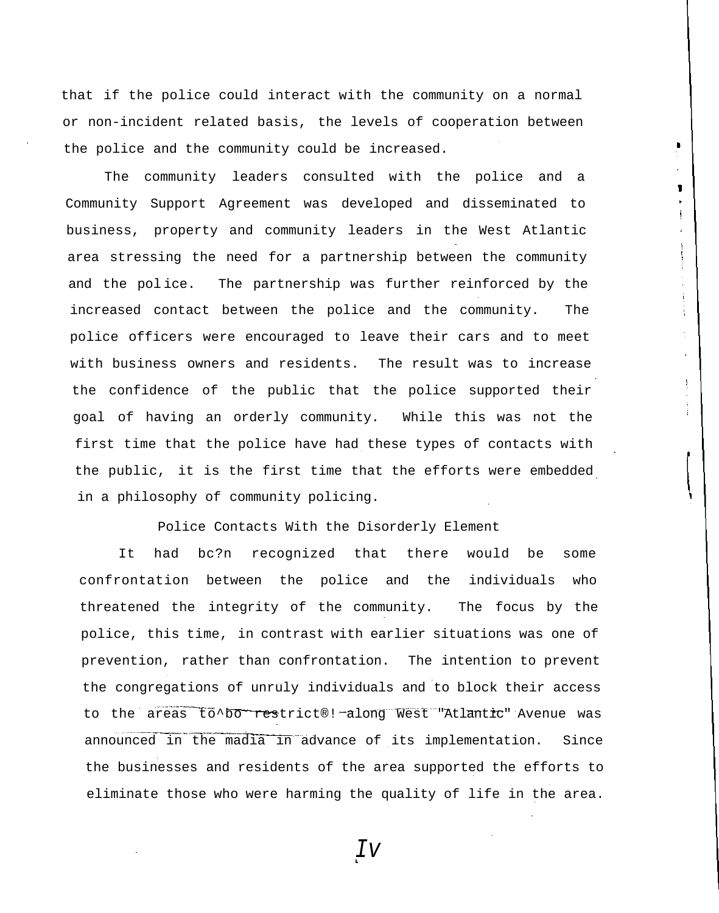that if the police could interact with the community on a normal or non-incident related basis, the levels of cooperation between the police and the community could be increased.

The community leaders consulted with the police and a Community Support Agreement was developed and disseminated to business, property and community leaders in the West Atlantic area stressing the need for a partnership between the community and the police. The partnership was further reinforced by the increased contact between the police and the community. The police officers were encouraged to leave their cars and to meet with business owners and residents. The result was to increase the confidence of the public that the police supported their goal of having an orderly community. While this was not the first time that the police have had these types of contacts with the public, it is the first time that the efforts were embedded in a philosophy of community policing.

## Police Contacts With the Disorderly Element

It had bc?n recognized that there would be some confrontation between the police and the individuals who threatened the integrity of the community. The focus by the police, this time, in contrast with earlier situations was one of prevention, rather than confrontation. The intention to prevent the congregations of unruly individuals and to block their access to the areas to^bo restrict®! along West "Atlantic" Avenue was announced in the madia in advance of its implementation. Since the businesses and residents of the area supported the efforts to eliminate those who were harming the quality of life in the area.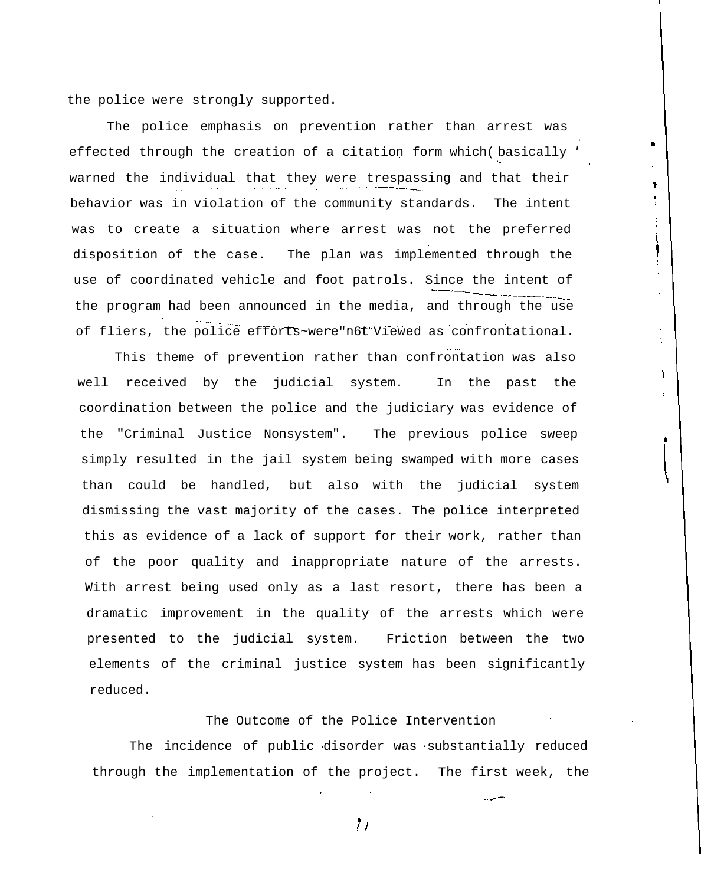the police were strongly supported.

The police emphasis on prevention rather than arrest was effected through the creation of a citation form which basically warned the individual that they were trespassing and that their behavior was in violation of the community standards. The intent was to create a situation where arrest was not the preferred disposition of the case. The plan was implemented through the use of coordinated vehicle and foot patrols. Since the intent of the program had been announced in the media, and through the use of fliers, the police efforts were not viewed as confrontational.

This theme of prevention rather than confrontation was also well received by the judicial system. In the past the coordination between the police and the judiciary was evidence of the "Criminal Justice Nonsystem". The previous police sweep simply resulted in the jail system being swamped with more cases than could be handled, but also with the judicial system dismissing the vast majority of the cases. The police interpreted this as evidence of a lack of support for their work, rather than of the poor quality and inappropriate nature of the arrests. With arrest being used only as a last resort, there has been a dramatic improvement in the quality of the arrests which were presented to the judicial system. Friction between the two elements of the criminal justice system has been significantly reduced.

## The Outcome of the Police Intervention

The incidence of public disorder was substantially reduced through the implementation of the project. The first week, the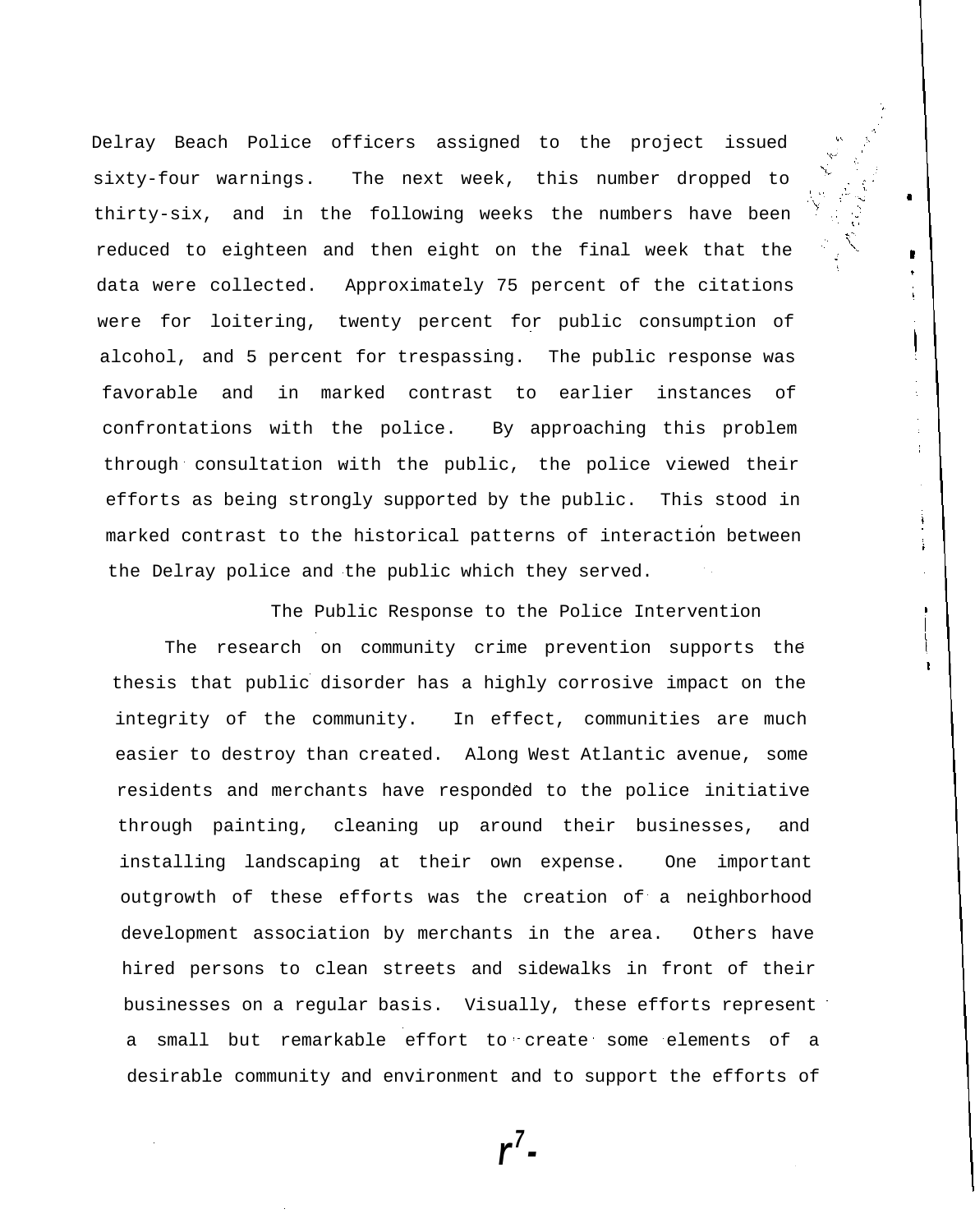Delray Beach Police officers assigned to the project issued sixty-four warnings. The next week, this number dropped to thirty-six, and in the following weeks the numbers have been reduced to eighteen and then eight on the final week that the data were collected. Approximately 75 percent of the citations were for loitering, twenty percent for public consumption of alcohol, and 5 percent for trespassing. The public response was favorable and in marked contrast to earlier instances of confrontations with the police. By approaching this problem through consultation with the public, the police viewed their efforts as being strongly supported by the public. This stood in marked contrast to the historical patterns of interaction between the Delray police and the public which they served.

## The Public Response to the Police Intervention

The research on community crime prevention supports the thesis that public disorder has a highly corrosive impact on the integrity of the community. In effect, communities are much easier to destroy than created. Along West Atlantic avenue, some residents and merchants have responded to the police initiative through painting, cleaning up around their businesses, and installing landscaping at their own expense. One important outgrowth of these efforts was the creation of a neighborhood development association by merchants in the area. Others have hired persons to clean streets and sidewalks in front of their businesses on a regular basis. Visually, these efforts represent a small but remarkable effort to create some elements of a desirable community and environment and to support the efforts of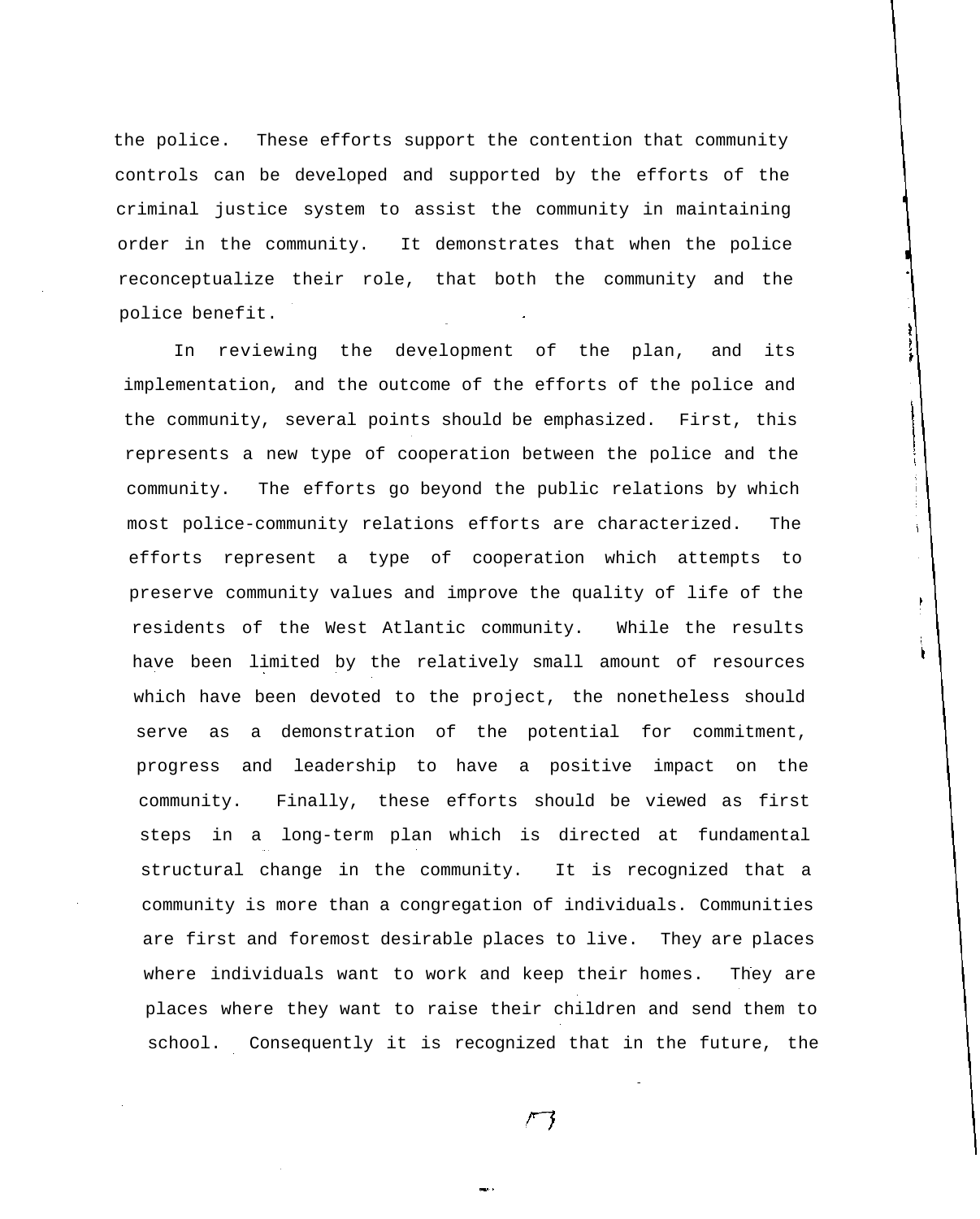the police. These efforts support the contention that community controls can be developed and supported by the efforts of the criminal justice system to assist the community in maintaining order in the community. It demonstrates that when the police reconceptualize their role, that both the community and the police benefit.

In reviewing the development of the plan, and its implementation, and the outcome of the efforts of the police and the community, several points should be emphasized. First, this represents a new type of cooperation between the police and the community. The efforts go beyond the public relations by which most police-community relations efforts are characterized. The efforts represent a type of cooperation which attempts to preserve community values and improve the quality of life of the residents of the West Atlantic community. While the results have been limited by the relatively small amount of resources which have been devoted to the project, the nonetheless should serve as a demonstration of the potential for commitment, progress and leadership to have a positive impact on the community. Finally, these efforts should be viewed as first steps in a long-term plan which is directed at fundamental structural change in the community. It is recognized that a community is more than a congregation of individuals. Communities are first and foremost desirable places to live. They are places where individuals want to work and keep their homes. They are places where they want to raise their children and send them to school. Consequently it is recognized that in the future, the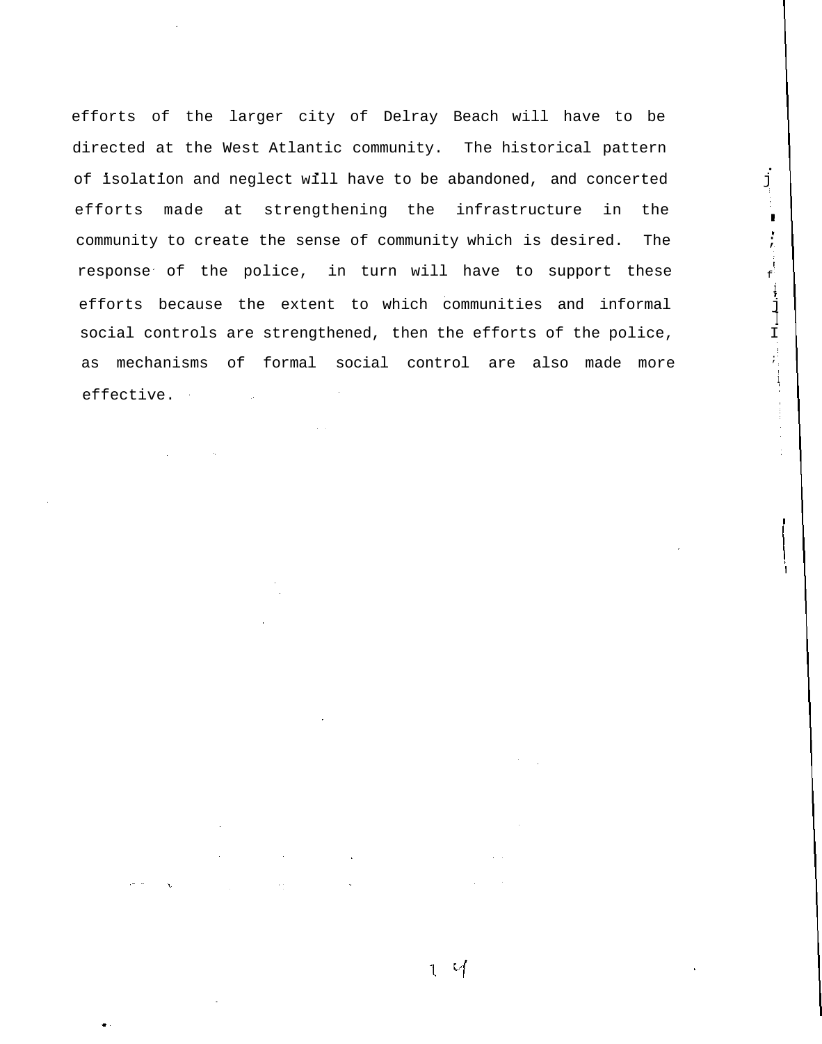efforts of the larger city of Delray Beach will have to be directed at the West Atlantic community. The historical pattern of isolation and neglect will have to be abandoned, and concerted efforts made at strengthening the infrastructure in the community to create the sense of community which is desired. The response of the police, in turn will have to support these efforts because the extent to which communities and informal social controls are strengthened, then the efforts of the police, as mechanisms of formal social control are also made more effective.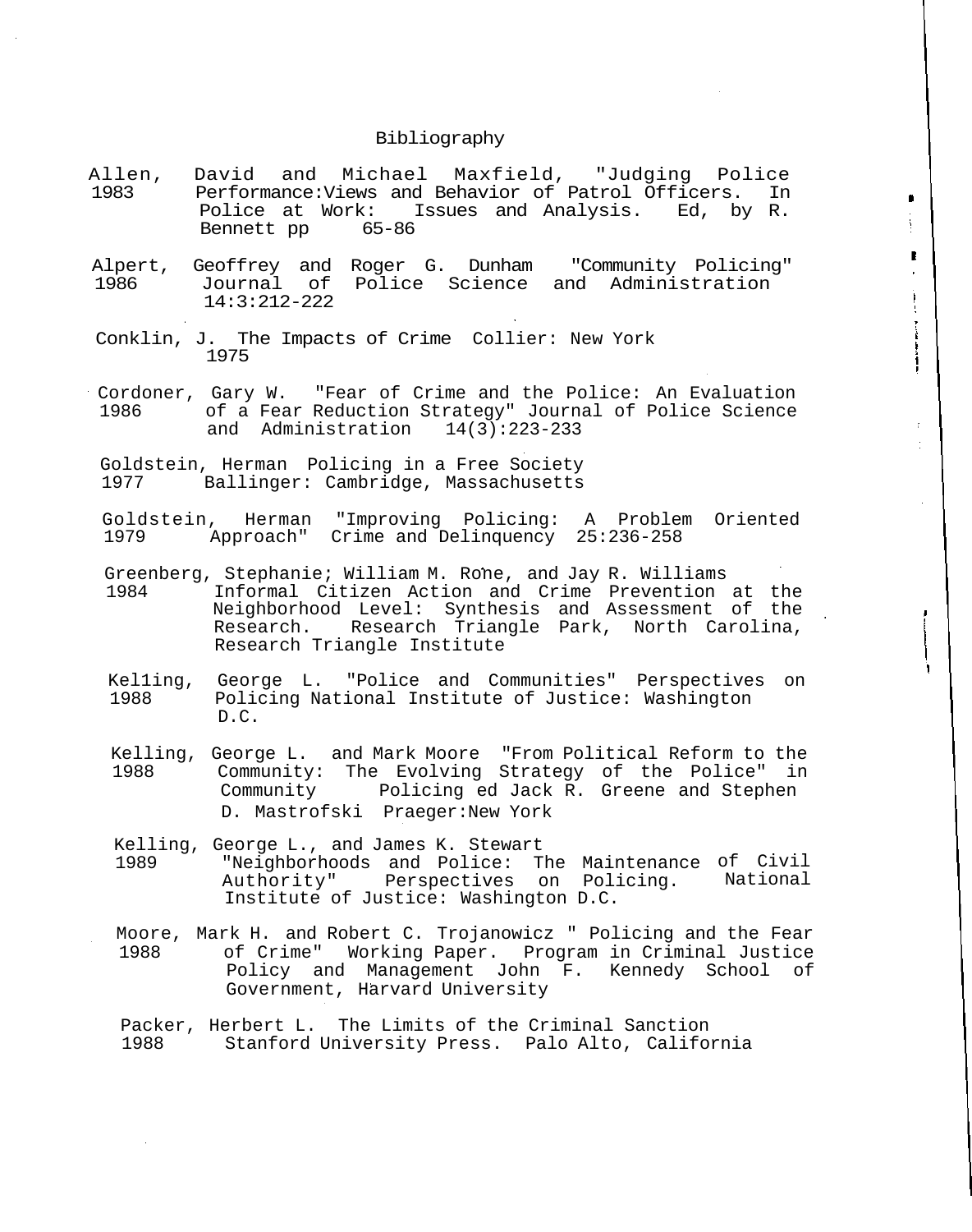# Bibliography

Allen, David and Michael Maxfield, "Judging Police
1983 Performance:Views and Behavior of Patrol Officers. In Police at Work: Issues and Analysis. Ed, by R. Bennett pp 65-86

Alpert, Geoffrey and Roger G. Dunham "Community Policing"
1986 Journal of Police Science and Administration 14:3:212-222

Conklin, J. The Impacts of Crime Collier: New York
1975

Cordoner, Gary W. "Fear of Crime and the Police: An Evaluation
1986 of a Fear Reduction Strategy" Journal of Police Science and Administration 14(3):223-233

Goldstein, Herman Policing in a Free Society
1977 Ballinger: Cambridge, Massachusetts

Goldstein, Herman "Improving Policing: A Problem Oriented
1979 Approach" Crime and Delinquency 25:236-258

Greenberg, Stephanie; William M. Rohe, and Jay R. Williams
1984 Informal Citizen Action and Crime Prevention at the Neighborhood Level: Synthesis and Assessment of the Research. Research Triangle Park, North Carolina, Research Triangle Institute

Kelling, George L. "Police and Communities" Perspectives on
1988 Policing National Institute of Justice: Washington D.C.

Kelling, George L. and Mark Moore "From Political Reform to the
1988 Community: The Evolving Strategy of the Police" in Community Policing ed Jack R. Greene and Stephen D. Mastrofski Praeger:New York

Kelling, George L., and James K. Stewart
1989 "Neighborhoods and Police: The Maintenance of Civil Authority" Perspectives on Policing. National Institute of Justice: Washington D.C.

Moore, Mark H. and Robert C. Trojanowicz " Policing and the Fear
1988 of Crime" Working Paper. Program in Criminal Justice Policy and Management John F. Kennedy School of Government, Harvard University

Packer, Herbert L. The Limits of the Criminal Sanction
1988 Stanford University Press. Palo Alto, California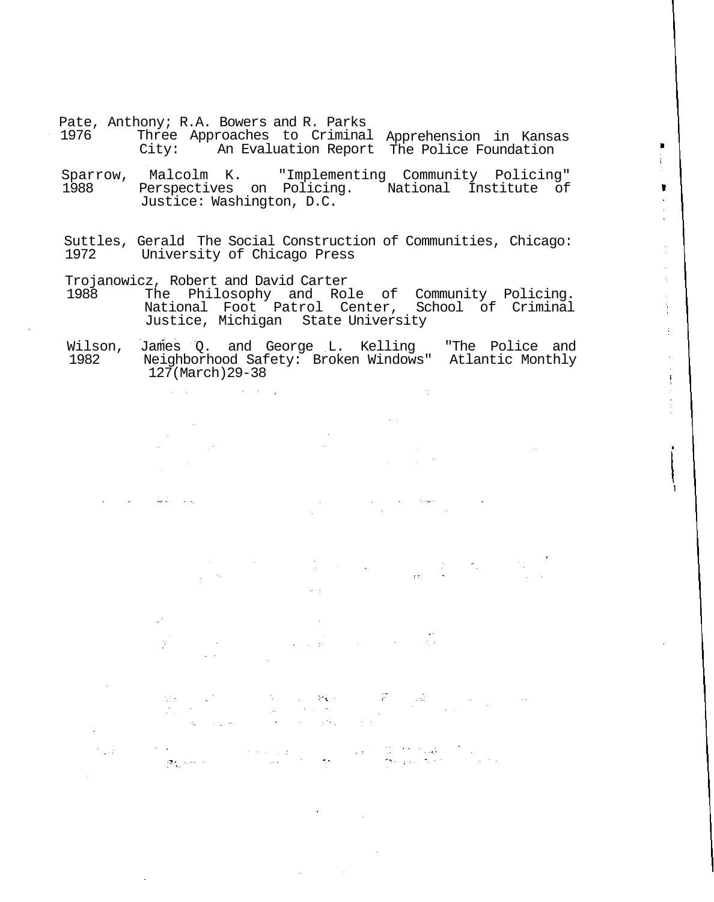Pate, Anthony; R.A. Bowers and R. Parks
1976 Three Approaches to Criminal Apprehension in Kansas City: An Evaluation Report The Police Foundation

Sparrow, Malcolm K. "Implementing Community Policing"
1988 Perspectives on Policing. National Institute of Justice: Washington, D.C.

Suttles, Gerald The Social Construction of Communities, Chicago:
1972 University of Chicago Press

Trojanowicz, Robert and David Carter
1988 The Philosophy and Role of Community Policing. National Foot Patrol Center, School of Criminal Justice, Michigan State University

Wilson, James Q. and George L. Kelling "The Police and
1982 Neighborhood Safety: Broken Windows" Atlantic Monthly 127(March)29-38